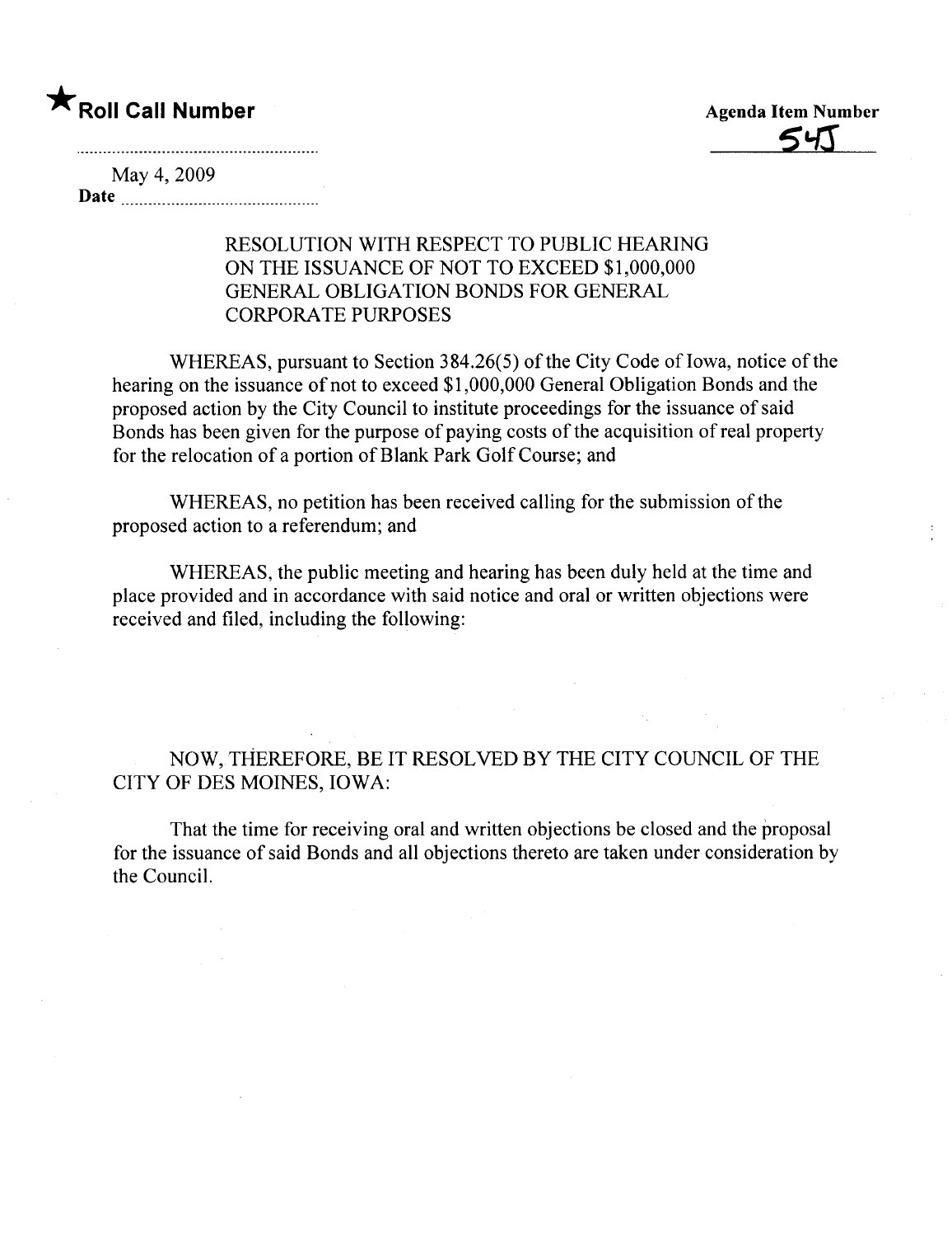★**Roll Call Number**

**Agenda Item Number**

54J

May 4, 2009

**Date** ..............................................

RESOLUTION WITH RESPECT TO PUBLIC HEARING ON THE ISSUANCE OF NOT TO EXCEED $1,000,000 GENERAL OBLIGATION BONDS FOR GENERAL CORPORATE PURPOSES

WHEREAS, pursuant to Section 384.26(5) of the City Code of Iowa, notice of the hearing on the issuance of not to exceed $1,000,000 General Obligation Bonds and the proposed action by the City Council to institute proceedings for the issuance of said Bonds has been given for the purpose of paying costs of the acquisition of real property for the relocation of a portion of Blank Park Golf Course; and

WHEREAS, no petition has been received calling for the submission of the proposed action to a referendum; and

WHEREAS, the public meeting and hearing has been duly held at the time and place provided and in accordance with said notice and oral or written objections were received and filed, including the following:

NOW, THEREFORE, BE IT RESOLVED BY THE CITY COUNCIL OF THE CITY OF DES MOINES, IOWA:

That the time for receiving oral and written objections be closed and the proposal for the issuance of said Bonds and all objections thereto are taken under consideration by the Council.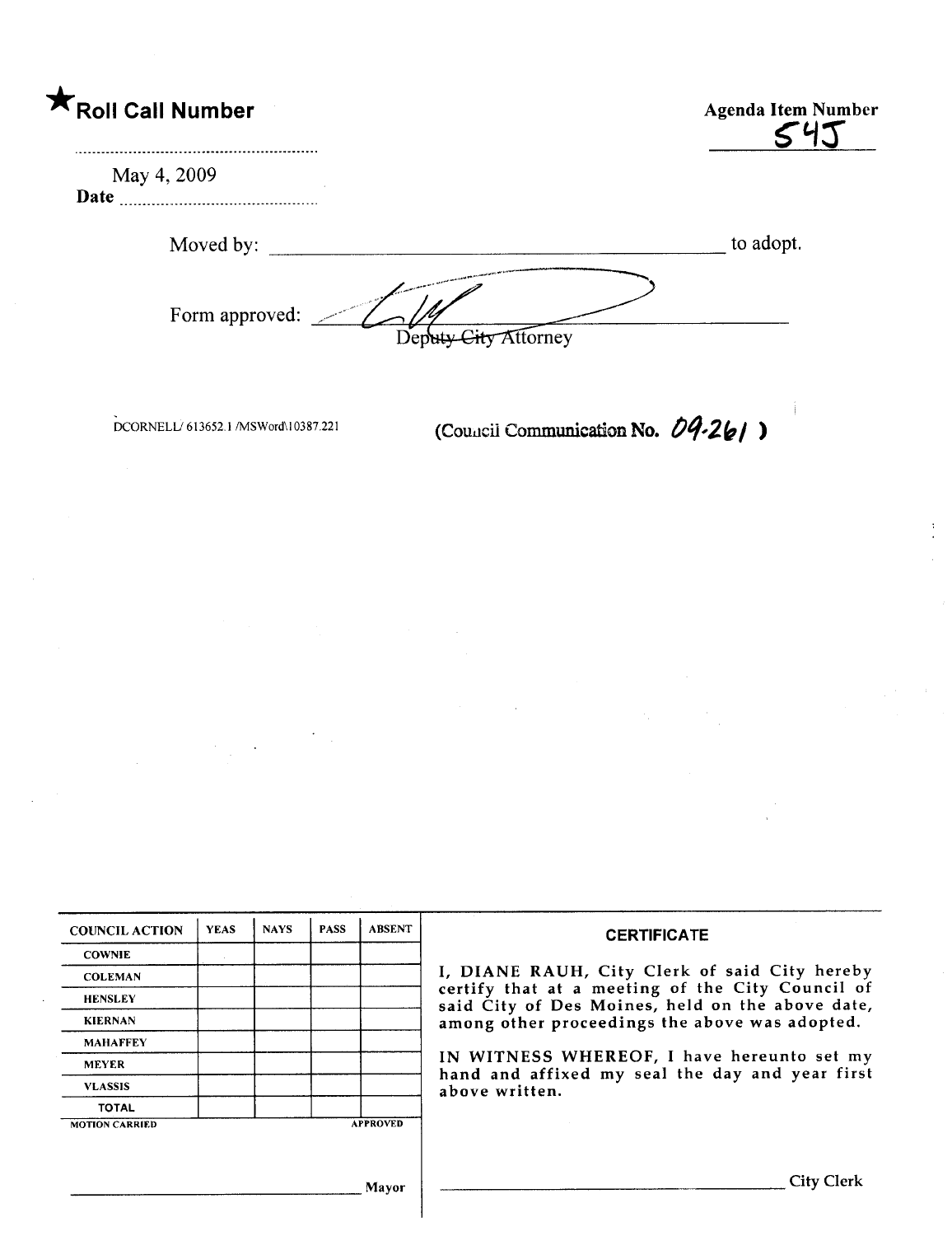★**Roll Call Number**

**Agenda Item Number**
54J

.........................................................

May 4, 2009
**Date** .............................................

Moved by: ____________________________________________ to adopt.

Form approved: ________________________________________
Deputy City Attorney

DCORNELL/ 613652.1 /MSWord\10387.221

(Council Communication No. 09-261)

| COUNCIL ACTION | YEAS | NAYS | PASS | ABSENT |
|---|---|---|---|---|
| COWNIE | | | | |
| COLEMAN | | | | |
| HENSLEY | | | | |
| KIERNAN | | | | |
| MAHAFFEY | | | | |
| MEYER | | | | |
| VLASSIS | | | | |
| TOTAL | | | | |

MOTION CARRIED APPROVED

__________________________________ Mayor

**CERTIFICATE**

I, DIANE RAUH, City Clerk of said City hereby certify that at a meeting of the City Council of said City of Des Moines, held on the above date, among other proceedings the above was adopted.

IN WITNESS WHEREOF, I have hereunto set my hand and affixed my seal the day and year first above written.

__________________________________ City Clerk